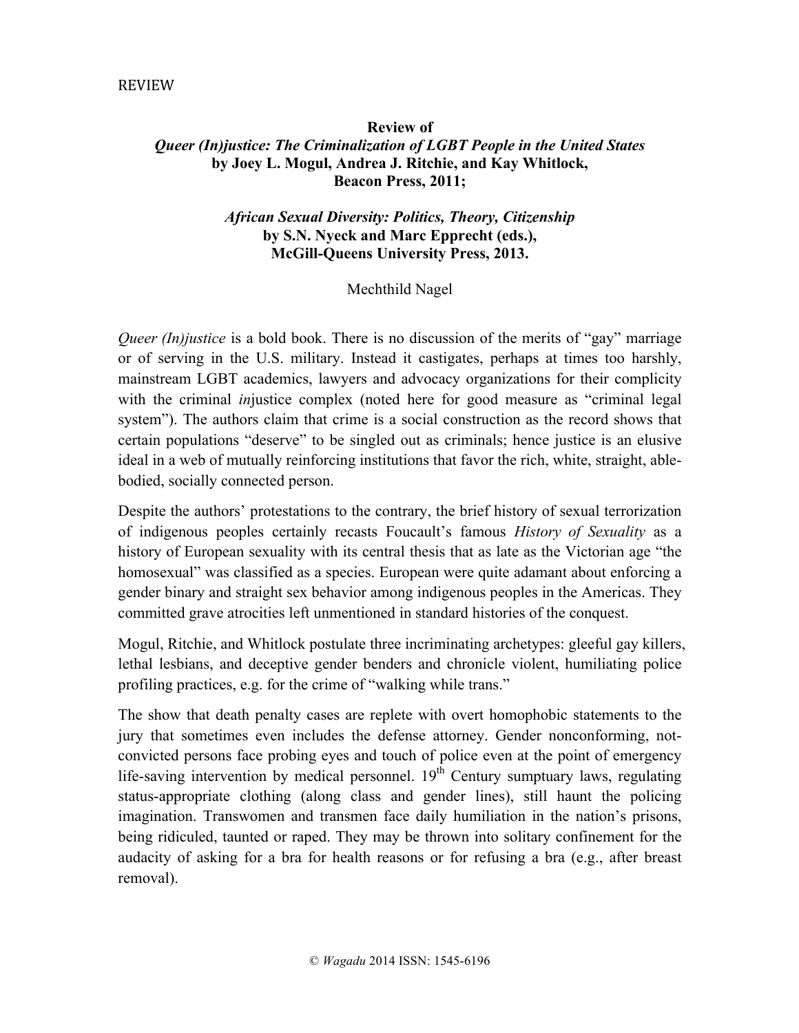REVIEW

**Review of**
***Queer (In)justice: The Criminalization of LGBT People in the United States***
**by Joey L. Mogul, Andrea J. Ritchie, and Kay Whitlock,**
**Beacon Press, 2011;**

***African Sexual Diversity: Politics, Theory, Citizenship***
**by S.N. Nyeck and Marc Epprecht (eds.),**
**McGill-Queens University Press, 2013.**

Mechthild Nagel

*Queer (In)justice* is a bold book. There is no discussion of the merits of "gay" marriage or of serving in the U.S. military. Instead it castigates, perhaps at times too harshly, mainstream LGBT academics, lawyers and advocacy organizations for their complicity with the criminal *in*justice complex (noted here for good measure as "criminal legal system"). The authors claim that crime is a social construction as the record shows that certain populations "deserve" to be singled out as criminals; hence justice is an elusive ideal in a web of mutually reinforcing institutions that favor the rich, white, straight, able-bodied, socially connected person.

Despite the authors' protestations to the contrary, the brief history of sexual terrorization of indigenous peoples certainly recasts Foucault's famous *History of Sexuality* as a history of European sexuality with its central thesis that as late as the Victorian age "the homosexual" was classified as a species. European were quite adamant about enforcing a gender binary and straight sex behavior among indigenous peoples in the Americas. They committed grave atrocities left unmentioned in standard histories of the conquest.

Mogul, Ritchie, and Whitlock postulate three incriminating archetypes: gleeful gay killers, lethal lesbians, and deceptive gender benders and chronicle violent, humiliating police profiling practices, e.g. for the crime of "walking while trans."

The show that death penalty cases are replete with overt homophobic statements to the jury that sometimes even includes the defense attorney. Gender nonconforming, not-convicted persons face probing eyes and touch of police even at the point of emergency life-saving intervention by medical personnel. 19th Century sumptuary laws, regulating status-appropriate clothing (along class and gender lines), still haunt the policing imagination. Transwomen and transmen face daily humiliation in the nation's prisons, being ridiculed, taunted or raped. They may be thrown into solitary confinement for the audacity of asking for a bra for health reasons or for refusing a bra (e.g., after breast removal).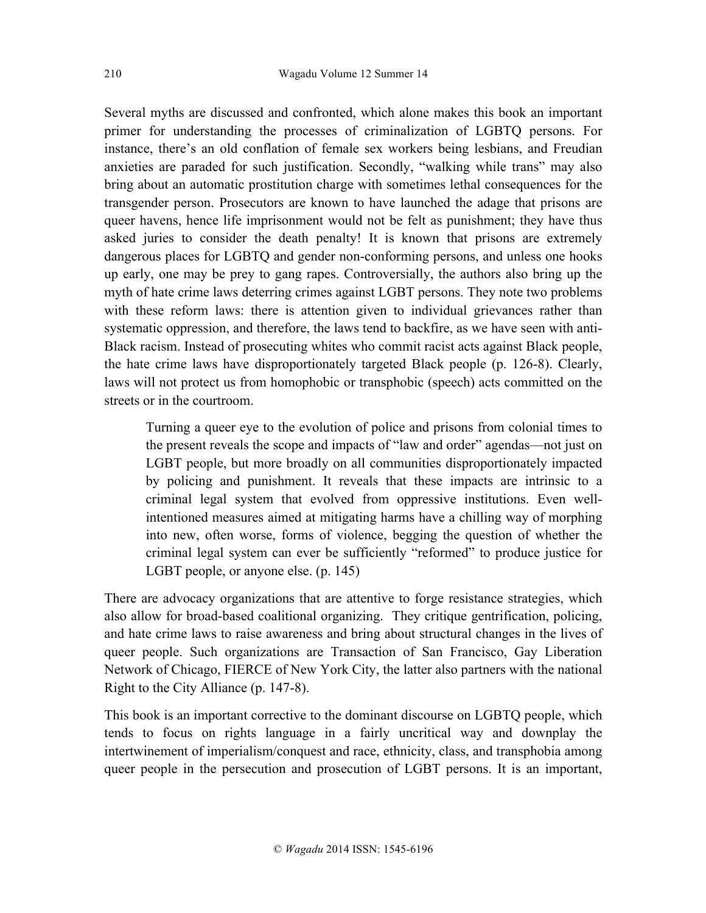Several myths are discussed and confronted, which alone makes this book an important primer for understanding the processes of criminalization of LGBTQ persons. For instance, there's an old conflation of female sex workers being lesbians, and Freudian anxieties are paraded for such justification. Secondly, "walking while trans" may also bring about an automatic prostitution charge with sometimes lethal consequences for the transgender person. Prosecutors are known to have launched the adage that prisons are queer havens, hence life imprisonment would not be felt as punishment; they have thus asked juries to consider the death penalty! It is known that prisons are extremely dangerous places for LGBTQ and gender non-conforming persons, and unless one hooks up early, one may be prey to gang rapes. Controversially, the authors also bring up the myth of hate crime laws deterring crimes against LGBT persons. They note two problems with these reform laws: there is attention given to individual grievances rather than systematic oppression, and therefore, the laws tend to backfire, as we have seen with anti-Black racism. Instead of prosecuting whites who commit racist acts against Black people, the hate crime laws have disproportionately targeted Black people (p. 126-8). Clearly, laws will not protect us from homophobic or transphobic (speech) acts committed on the streets or in the courtroom.

> Turning a queer eye to the evolution of police and prisons from colonial times to the present reveals the scope and impacts of "law and order" agendas—not just on LGBT people, but more broadly on all communities disproportionately impacted by policing and punishment. It reveals that these impacts are intrinsic to a criminal legal system that evolved from oppressive institutions. Even well-intentioned measures aimed at mitigating harms have a chilling way of morphing into new, often worse, forms of violence, begging the question of whether the criminal legal system can ever be sufficiently "reformed" to produce justice for LGBT people, or anyone else. (p. 145)

There are advocacy organizations that are attentive to forge resistance strategies, which also allow for broad-based coalitional organizing. They critique gentrification, policing, and hate crime laws to raise awareness and bring about structural changes in the lives of queer people. Such organizations are Transaction of San Francisco, Gay Liberation Network of Chicago, FIERCE of New York City, the latter also partners with the national Right to the City Alliance (p. 147-8).

This book is an important corrective to the dominant discourse on LGBTQ people, which tends to focus on rights language in a fairly uncritical way and downplay the intertwinement of imperialism/conquest and race, ethnicity, class, and transphobia among queer people in the persecution and prosecution of LGBT persons. It is an important,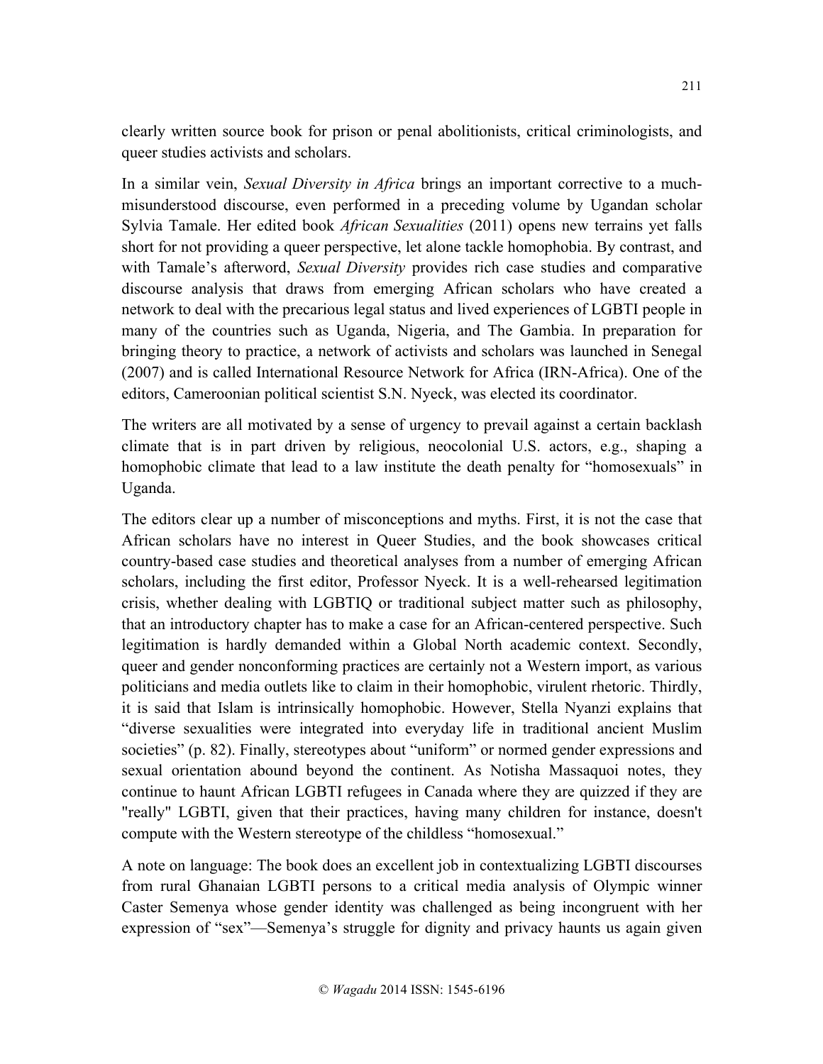clearly written source book for prison or penal abolitionists, critical criminologists, and queer studies activists and scholars.

In a similar vein, *Sexual Diversity in Africa* brings an important corrective to a much-misunderstood discourse, even performed in a preceding volume by Ugandan scholar Sylvia Tamale. Her edited book *African Sexualities* (2011) opens new terrains yet falls short for not providing a queer perspective, let alone tackle homophobia. By contrast, and with Tamale's afterword, *Sexual Diversity* provides rich case studies and comparative discourse analysis that draws from emerging African scholars who have created a network to deal with the precarious legal status and lived experiences of LGBTI people in many of the countries such as Uganda, Nigeria, and The Gambia. In preparation for bringing theory to practice, a network of activists and scholars was launched in Senegal (2007) and is called International Resource Network for Africa (IRN-Africa). One of the editors, Cameroonian political scientist S.N. Nyeck, was elected its coordinator.

The writers are all motivated by a sense of urgency to prevail against a certain backlash climate that is in part driven by religious, neocolonial U.S. actors, e.g., shaping a homophobic climate that lead to a law institute the death penalty for "homosexuals" in Uganda.

The editors clear up a number of misconceptions and myths. First, it is not the case that African scholars have no interest in Queer Studies, and the book showcases critical country-based case studies and theoretical analyses from a number of emerging African scholars, including the first editor, Professor Nyeck. It is a well-rehearsed legitimation crisis, whether dealing with LGBTIQ or traditional subject matter such as philosophy, that an introductory chapter has to make a case for an African-centered perspective. Such legitimation is hardly demanded within a Global North academic context. Secondly, queer and gender nonconforming practices are certainly not a Western import, as various politicians and media outlets like to claim in their homophobic, virulent rhetoric. Thirdly, it is said that Islam is intrinsically homophobic. However, Stella Nyanzi explains that "diverse sexualities were integrated into everyday life in traditional ancient Muslim societies" (p. 82). Finally, stereotypes about "uniform" or normed gender expressions and sexual orientation abound beyond the continent. As Notisha Massaquoi notes, they continue to haunt African LGBTI refugees in Canada where they are quizzed if they are "really" LGBTI, given that their practices, having many children for instance, doesn't compute with the Western stereotype of the childless "homosexual."

A note on language: The book does an excellent job in contextualizing LGBTI discourses from rural Ghanaian LGBTI persons to a critical media analysis of Olympic winner Caster Semenya whose gender identity was challenged as being incongruent with her expression of "sex"—Semenya's struggle for dignity and privacy haunts us again given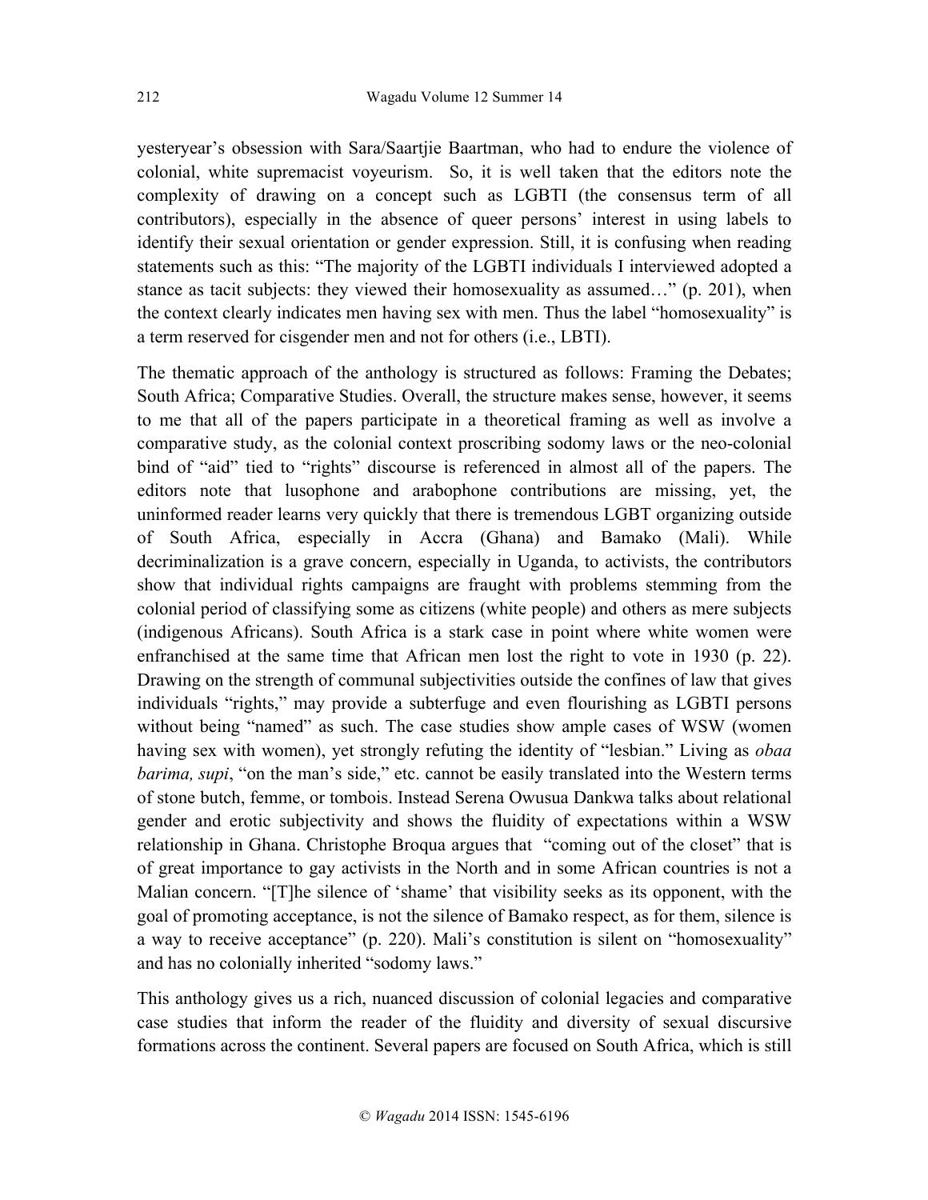yesteryear's obsession with Sara/Saartjie Baartman, who had to endure the violence of colonial, white supremacist voyeurism. So, it is well taken that the editors note the complexity of drawing on a concept such as LGBTI (the consensus term of all contributors), especially in the absence of queer persons' interest in using labels to identify their sexual orientation or gender expression. Still, it is confusing when reading statements such as this: "The majority of the LGBTI individuals I interviewed adopted a stance as tacit subjects: they viewed their homosexuality as assumed…" (p. 201), when the context clearly indicates men having sex with men. Thus the label "homosexuality" is a term reserved for cisgender men and not for others (i.e., LBTI).

The thematic approach of the anthology is structured as follows: Framing the Debates; South Africa; Comparative Studies. Overall, the structure makes sense, however, it seems to me that all of the papers participate in a theoretical framing as well as involve a comparative study, as the colonial context proscribing sodomy laws or the neo-colonial bind of "aid" tied to "rights" discourse is referenced in almost all of the papers. The editors note that lusophone and arabophone contributions are missing, yet, the uninformed reader learns very quickly that there is tremendous LGBT organizing outside of South Africa, especially in Accra (Ghana) and Bamako (Mali). While decriminalization is a grave concern, especially in Uganda, to activists, the contributors show that individual rights campaigns are fraught with problems stemming from the colonial period of classifying some as citizens (white people) and others as mere subjects (indigenous Africans). South Africa is a stark case in point where white women were enfranchised at the same time that African men lost the right to vote in 1930 (p. 22). Drawing on the strength of communal subjectivities outside the confines of law that gives individuals "rights," may provide a subterfuge and even flourishing as LGBTI persons without being "named" as such. The case studies show ample cases of WSW (women having sex with women), yet strongly refuting the identity of "lesbian." Living as *obaa barima, supi*, "on the man's side," etc. cannot be easily translated into the Western terms of stone butch, femme, or tombois. Instead Serena Owusua Dankwa talks about relational gender and erotic subjectivity and shows the fluidity of expectations within a WSW relationship in Ghana. Christophe Broqua argues that "coming out of the closet" that is of great importance to gay activists in the North and in some African countries is not a Malian concern. "[T]he silence of 'shame' that visibility seeks as its opponent, with the goal of promoting acceptance, is not the silence of Bamako respect, as for them, silence is a way to receive acceptance" (p. 220). Mali's constitution is silent on "homosexuality" and has no colonially inherited "sodomy laws."

This anthology gives us a rich, nuanced discussion of colonial legacies and comparative case studies that inform the reader of the fluidity and diversity of sexual discursive formations across the continent. Several papers are focused on South Africa, which is still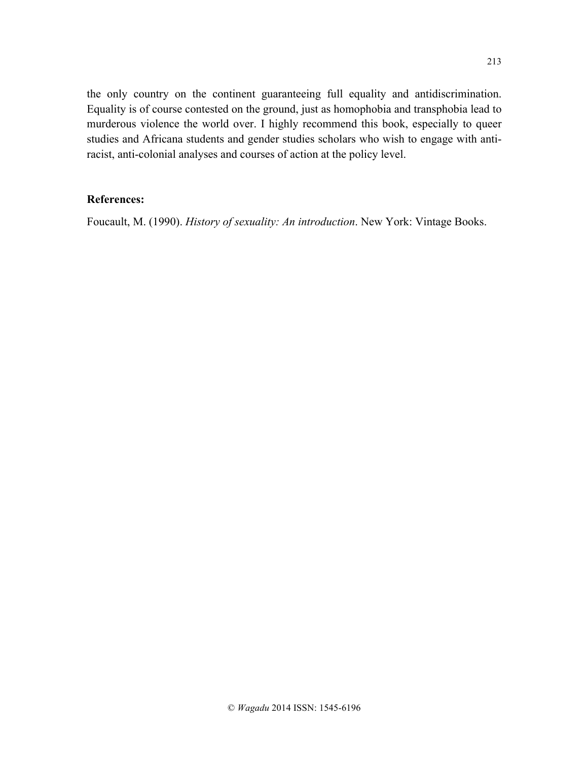the only country on the continent guaranteeing full equality and antidiscrimination. Equality is of course contested on the ground, just as homophobia and transphobia lead to murderous violence the world over. I highly recommend this book, especially to queer studies and Africana students and gender studies scholars who wish to engage with anti-racist, anti-colonial analyses and courses of action at the policy level.

**References:**

Foucault, M. (1990). *History of sexuality: An introduction*. New York: Vintage Books.